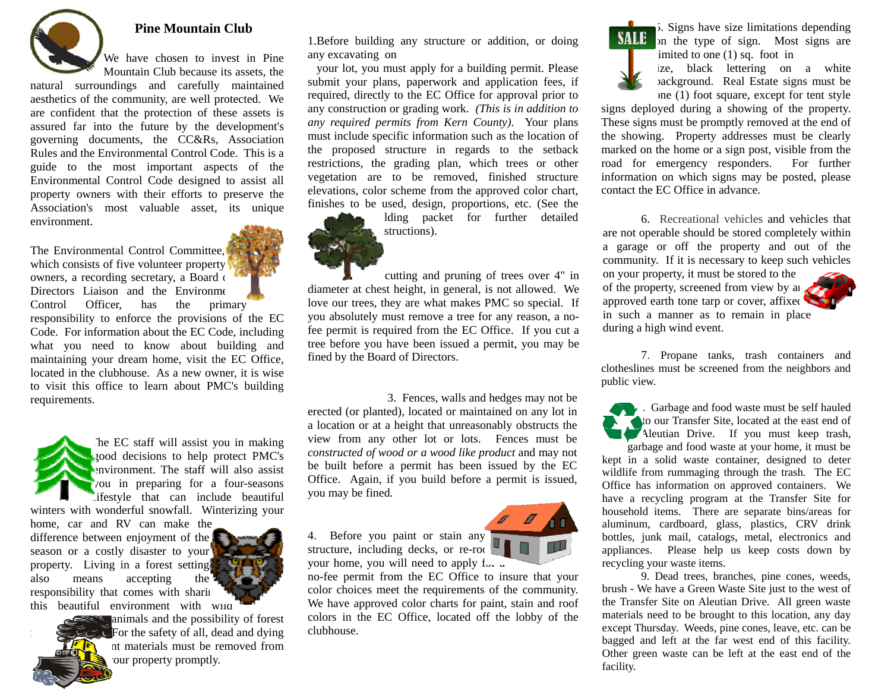# Pine Mountain Club

We have chosen to invest in Pine Mountain Club because its assets, the natural surroundings and carefully maintained aesthetics of the community, are well protected. We are confident that the protection of these assets is assured far into the future by the development's governing documents, the CC&Rs, Association Rules and the Environmental Control Code. This is a guide to the most important aspects of the Environmental Control Code designed to assist all property owners with their efforts to preserve the Association's most valuable asset, its unique environment.

The Environmental Control Committee, which consists of five volunteer property owners, a recording secretary, a Board of Directors Liaison and the Environmental Control Officer, has the primary responsibility to enforce the provisions of the EC Code. For information about the EC Code, including what you need to know about building and maintaining your dream home, visit the EC Office, located in the clubhouse. As a new owner, it is wise to visit this office to learn about PMC's building requirements.

The EC staff will assist you in making good decisions to help protect PMC's environment. The staff will also assist you in preparing for a four-seasons lifestyle that can include beautiful winters with wonderful snowfall. Winterizing your home, car and RV can make the difference between enjoyment of the season or a costly disaster to your property. Living in a forest setting also means accepting the responsibility that comes with sharing this beautiful environment with wild animals and the possibility of forest fire. For the safety of all, dead and dying plant materials must be removed from your property promptly.

1. Before building any structure or addition, or doing any excavating on your lot, you must apply for a building permit. Please submit your plans, paperwork and application fees, if required, directly to the EC Office for approval prior to any construction or grading work. *(This is in addition to any required permits from Kern County).* Your plans must include specific information such as the location of the proposed structure in regards to the setback restrictions, the grading plan, which trees or other vegetation are to be removed, finished structure elevations, color scheme from the approved color chart, finishes to be used, design, proportions, etc. (See the building packet for further detailed instructions).

2. The cutting and pruning of trees over 4" in diameter at chest height, in general, is not allowed. We love our trees, they are what makes PMC so special. If you absolutely must remove a tree for any reason, a no-fee permit is required from the EC Office. If you cut a tree before you have been issued a permit, you may be fined by the Board of Directors.

3. Fences, walls and hedges may not be erected (or planted), located or maintained on any lot in a location or at a height that unreasonably obstructs the view from any other lot or lots. Fences must be *constructed of wood or a wood like product* and may not be built before a permit has been issued by the EC Office. Again, if you build before a permit is issued, you may be fined.

4. Before you paint or stain any structure, including decks, or re-roof your home, you will need to apply for a no-fee permit from the EC Office to insure that your color choices meet the requirements of the community. We have approved color charts for paint, stain and roof colors in the EC Office, located off the lobby of the clubhouse.

5. Signs have size limitations depending on the type of sign. Most signs are limited to one (1) sq. foot in size, black lettering on a white background. Real Estate signs must be one (1) foot square, except for tent style signs deployed during a showing of the property. These signs must be promptly removed at the end of the showing. Property addresses must be clearly marked on the home or a sign post, visible from the road for emergency responders. For further information on which signs may be posted, please contact the EC Office in advance.

6. Recreational vehicles and vehicles that are not operable should be stored completely within a garage or off the property and out of the community. If it is necessary to keep such vehicles on your property, it must be stored to the side of the property, screened from view by an approved earth tone tarp or cover, affixed in such a manner as to remain in place during a high wind event.

7. Propane tanks, trash containers and clotheslines must be screened from the neighbors and public view.

8. Garbage and food waste must be self hauled to our Transfer Site, located at the east end of Aleutian Drive. If you must keep trash, garbage and food waste at your home, it must be kept in a solid waste container, designed to deter wildlife from rummaging through the trash. The EC Office has information on approved containers. We have a recycling program at the Transfer Site for household items. There are separate bins/areas for aluminum, cardboard, glass, plastics, CRV drink bottles, junk mail, catalogs, metal, electronics and appliances. Please help us keep costs down by recycling your waste items.

9. Dead trees, branches, pine cones, weeds, brush - We have a Green Waste Site just to the west of the Transfer Site on Aleutian Drive. All green waste materials need to be brought to this location, any day except Thursday. Weeds, pine cones, leave, etc. can be bagged and left at the far west end of this facility. Other green waste can be left at the east end of the facility.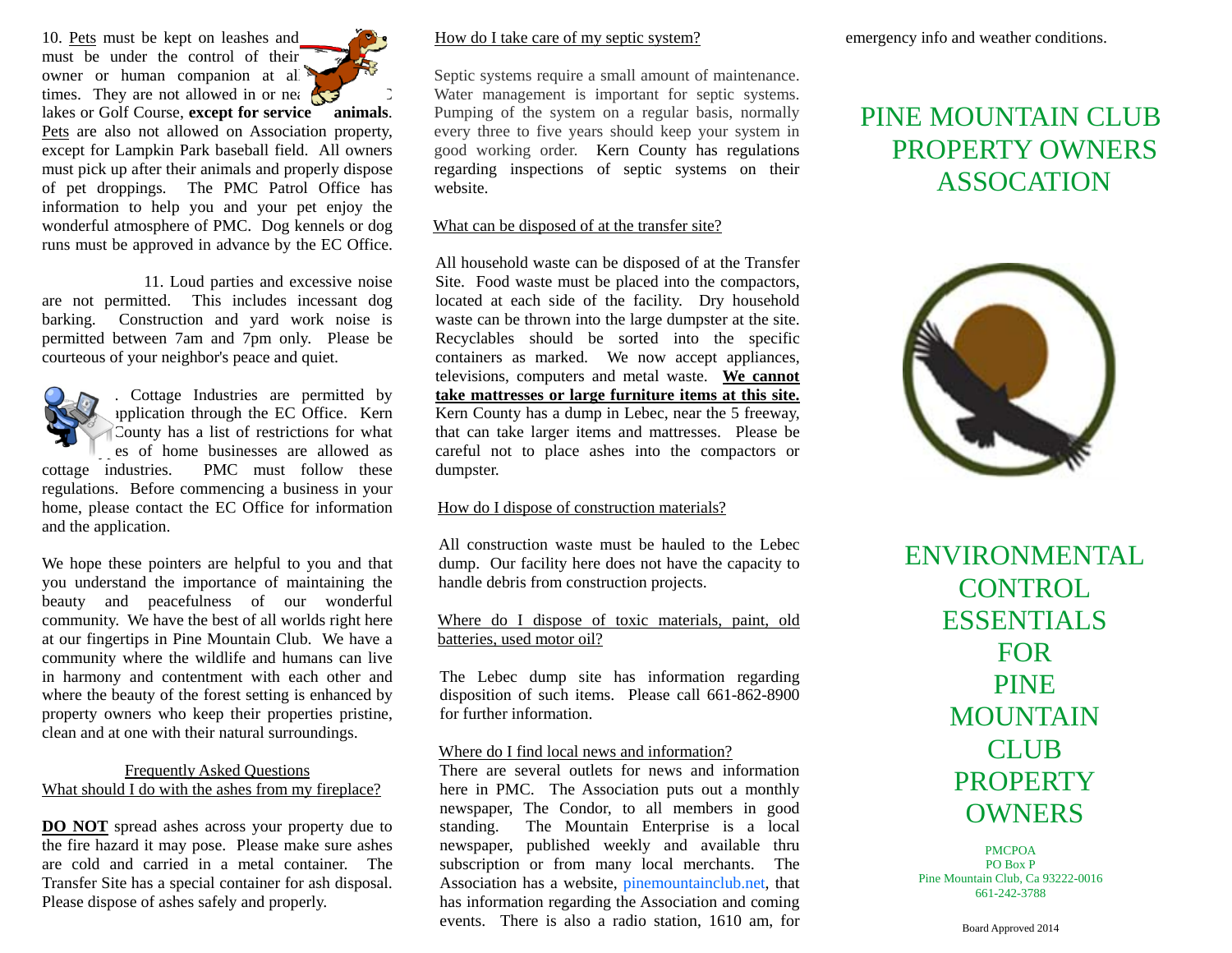10. Pets must be kept on leashes and must be under the control of their owner or human companion at all times. They are not allowed in or near lakes or Golf Course, **except for service animals**. Pets are also not allowed on Association property, except for Lampkin Park baseball field. All owners must pick up after their animals and properly dispose of pet droppings. The PMC Patrol Office has information to help you and your pet enjoy the wonderful atmosphere of PMC. Dog kennels or dog runs must be approved in advance by the EC Office.

11. Loud parties and excessive noise are not permitted. This includes incessant dog barking. Construction and yard work noise is permitted between 7am and 7pm only. Please be courteous of your neighbor's peace and quiet.

. Cottage Industries are permitted by application through the EC Office. Kern County has a list of restrictions for what types of home businesses are allowed as cottage industries. PMC must follow these regulations. Before commencing a business in your home, please contact the EC Office for information and the application.

We hope these pointers are helpful to you and that you understand the importance of maintaining the beauty and peacefulness of our wonderful community. We have the best of all worlds right here at our fingertips in Pine Mountain Club. We have a community where the wildlife and humans can live in harmony and contentment with each other and where the beauty of the forest setting is enhanced by property owners who keep their properties pristine, clean and at one with their natural surroundings.

## Frequently Asked Questions

### What should I do with the ashes from my fireplace?

**DO NOT** spread ashes across your property due to the fire hazard it may pose. Please make sure ashes are cold and carried in a metal container. The Transfer Site has a special container for ash disposal. Please dispose of ashes safely and properly.

### How do I take care of my septic system?

Septic systems require a small amount of maintenance. Water management is important for septic systems. Pumping of the system on a regular basis, normally every three to five years should keep your system in good working order. Kern County has regulations regarding inspections of septic systems on their website.

### What can be disposed of at the transfer site?

All household waste can be disposed of at the Transfer Site. Food waste must be placed into the compactors, located at each side of the facility. Dry household waste can be thrown into the large dumpster at the site. Recyclables should be sorted into the specific containers as marked. We now accept appliances, televisions, computers and metal waste. **We cannot take mattresses or large furniture items at this site.** Kern County has a dump in Lebec, near the 5 freeway, that can take larger items and mattresses. Please be careful not to place ashes into the compactors or dumpster.

### How do I dispose of construction materials?

All construction waste must be hauled to the Lebec dump. Our facility here does not have the capacity to handle debris from construction projects.

### Where do I dispose of toxic materials, paint, old batteries, used motor oil?

The Lebec dump site has information regarding disposition of such items. Please call 661-862-8900 for further information.

### Where do I find local news and information?

There are several outlets for news and information here in PMC. The Association puts out a monthly newspaper, The Condor, to all members in good standing. The Mountain Enterprise is a local newspaper, published weekly and available thru subscription or from many local merchants. The Association has a website, pinemountainclub.net, that has information regarding the Association and coming events. There is also a radio station, 1610 am, for emergency info and weather conditions.

# PINE MOUNTAIN CLUB PROPERTY OWNERS ASSOCATION

# ENVIRONMENTAL CONTROL ESSENTIALS FOR PINE MOUNTAIN CLUB PROPERTY OWNERS

PMCPOA
PO Box P
Pine Mountain Club, Ca 93222-0016
661-242-3788

Board Approved 2014